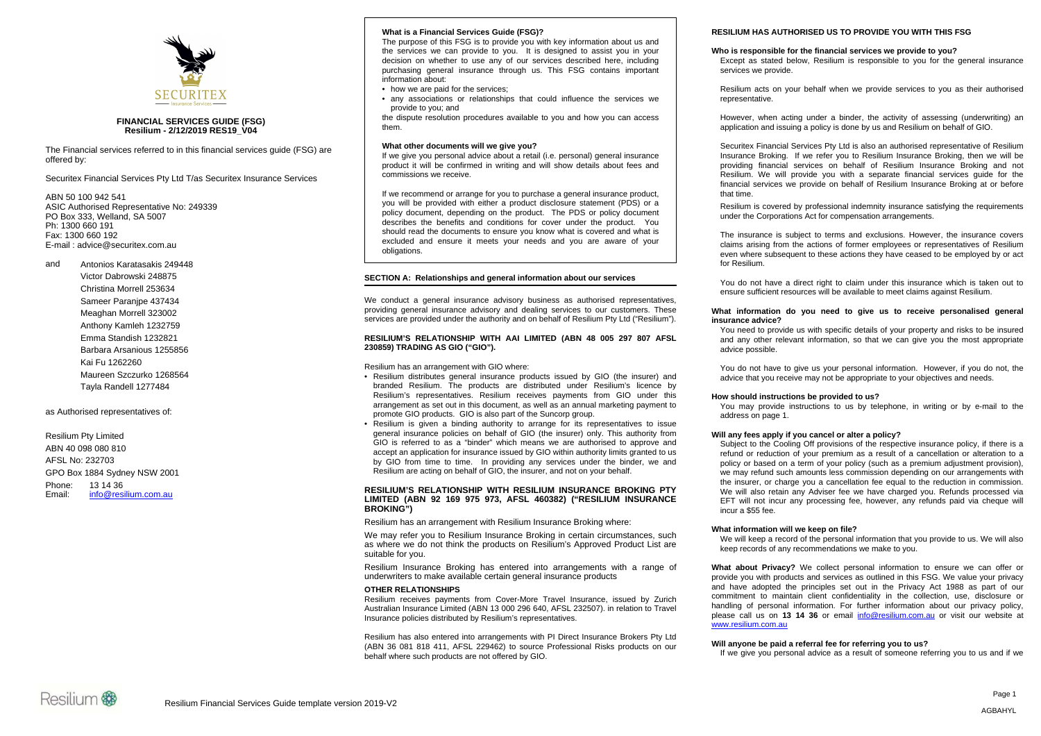**FINANCIAL SERVICES GUIDE (FSG)**
**Resilium - 2/12/2019 RES19_V04**

The Financial services referred to in this financial services guide (FSG) are offered by:

Securitex Financial Services Pty Ltd T/as Securitex Insurance Services

ABN 50 100 942 541
ASIC Authorised Representative No: 249339
PO Box 333, Welland, SA 5007
Ph: 1300 660 191
Fax: 1300 660 192
E-mail : advice@securitex.com.au

and Antonios Karatasakis 249448
Victor Dabrowski 248875
Christina Morrell 253634
Sameer Paranjpe 437434
Meaghan Morrell 323002
Anthony Kamleh 1232759
Emma Standish 1232821
Barbara Arsanious 1255856
Kai Fu 1262260
Maureen Szczurko 1268564
Tayla Randell 1277484

as Authorised representatives of:

Resilium Pty Limited
ABN 40 098 080 810
AFSL No: 232703
GPO Box 1884 Sydney NSW 2001
Phone: 13 14 36
Email: info@resilium.com.au

**What is a Financial Services Guide (FSG)?**

The purpose of this FSG is to provide you with key information about us and the services we can provide to you. It is designed to assist you in your decision on whether to use any of our services described here, including purchasing general insurance through us. This FSG contains important information about:

- how we are paid for the services;
- any associations or relationships that could influence the services we provide to you; and

the dispute resolution procedures available to you and how you can access them.

**What other documents will we give you?**

If we give you personal advice about a retail (i.e. personal) general insurance product it will be confirmed in writing and will show details about fees and commissions we receive.

If we recommend or arrange for you to purchase a general insurance product, you will be provided with either a product disclosure statement (PDS) or a policy document, depending on the product. The PDS or policy document describes the benefits and conditions for cover under the product. You should read the documents to ensure you know what is covered and what is excluded and ensure it meets your needs and you are aware of your obligations.

## SECTION A: Relationships and general information about our services

We conduct a general insurance advisory business as authorised representatives, providing general insurance advisory and dealing services to our customers. These services are provided under the authority and on behalf of Resilium Pty Ltd ("Resilium").

### RESILIUM'S RELATIONSHIP WITH AAI LIMITED (ABN 48 005 297 807 AFSL 230859) TRADING AS GIO ("GIO").

Resilium has an arrangement with GIO where:

- Resilium distributes general insurance products issued by GIO (the insurer) and branded Resilium. The products are distributed under Resilium's licence by Resilium's representatives. Resilium receives payments from GIO under this arrangement as set out in this document, as well as an annual marketing payment to promote GIO products. GIO is also part of the Suncorp group.
- Resilium is given a binding authority to arrange for its representatives to issue general insurance policies on behalf of GIO (the insurer) only. This authority from GIO is referred to as a "binder" which means we are authorised to approve and accept an application for insurance issued by GIO within authority limits granted to us by GIO from time to time. In providing any services under the binder, we and Resilium are acting on behalf of GIO, the insurer, and not on your behalf.

### RESILIUM'S RELATIONSHIP WITH RESILIUM INSURANCE BROKING PTY LIMITED (ABN 92 169 975 973, AFSL 460382) ("RESILIUM INSURANCE BROKING")

Resilium has an arrangement with Resilium Insurance Broking where:

We may refer you to Resilium Insurance Broking in certain circumstances, such as where we do not think the products on Resilium's Approved Product List are suitable for you.

Resilium Insurance Broking has entered into arrangements with a range of underwriters to make available certain general insurance products

### OTHER RELATIONSHIPS

Resilium receives payments from Cover-More Travel Insurance, issued by Zurich Australian Insurance Limited (ABN 13 000 296 640, AFSL 232507). in relation to Travel Insurance policies distributed by Resilium's representatives.

Resilium has also entered into arrangements with PI Direct Insurance Brokers Pty Ltd (ABN 36 081 818 411, AFSL 229462) to source Professional Risks products on our behalf where such products are not offered by GIO.

## RESILIUM HAS AUTHORISED US TO PROVIDE YOU WITH THIS FSG

**Who is responsible for the financial services we provide to you?**

Except as stated below, Resilium is responsible to you for the general insurance services we provide.

Resilium acts on your behalf when we provide services to you as their authorised representative.

However, when acting under a binder, the activity of assessing (underwriting) an application and issuing a policy is done by us and Resilium on behalf of GIO.

Securitex Financial Services Pty Ltd is also an authorised representative of Resilium Insurance Broking. If we refer you to Resilium Insurance Broking, then we will be providing financial services on behalf of Resilium Insurance Broking and not Resilium. We will provide you with a separate financial services guide for the financial services we provide on behalf of Resilium Insurance Broking at or before that time.

Resilium is covered by professional indemnity insurance satisfying the requirements under the Corporations Act for compensation arrangements.

The insurance is subject to terms and exclusions. However, the insurance covers claims arising from the actions of former employees or representatives of Resilium even where subsequent to these actions they have ceased to be employed by or act for Resilium.

You do not have a direct right to claim under this insurance which is taken out to ensure sufficient resources will be available to meet claims against Resilium.

**What information do you need to give us to receive personalised general insurance advice?**

You need to provide us with specific details of your property and risks to be insured and any other relevant information, so that we can give you the most appropriate advice possible.

You do not have to give us your personal information. However, if you do not, the advice that you receive may not be appropriate to your objectives and needs.

**How should instructions be provided to us?**

You may provide instructions to us by telephone, in writing or by e-mail to the address on page 1.

**Will any fees apply if you cancel or alter a policy?**

Subject to the Cooling Off provisions of the respective insurance policy, if there is a refund or reduction of your premium as a result of a cancellation or alteration to a policy or based on a term of your policy (such as a premium adjustment provision), we may refund such amounts less commission depending on our arrangements with the insurer, or charge you a cancellation fee equal to the reduction in commission. We will also retain any Adviser fee we have charged you. Refunds processed via EFT will not incur any processing fee, however, any refunds paid via cheque will incur a $55 fee.

**What information will we keep on file?**

We will keep a record of the personal information that you provide to us. We will also keep records of any recommendations we make to you.

**What about Privacy?** We collect personal information to ensure we can offer or provide you with products and services as outlined in this FSG. We value your privacy and have adopted the principles set out in the Privacy Act 1988 as part of our commitment to maintain client confidentiality in the collection, use, disclosure or handling of personal information. For further information about our privacy policy, please call us on **13 14 36** or email info@resilium.com.au or visit our website at www.resilium.com.au

**Will anyone be paid a referral fee for referring you to us?**

If we give you personal advice as a result of someone referring you to us and if we

Resilium Financial Services Guide template version 2019-V2

AGBAHYL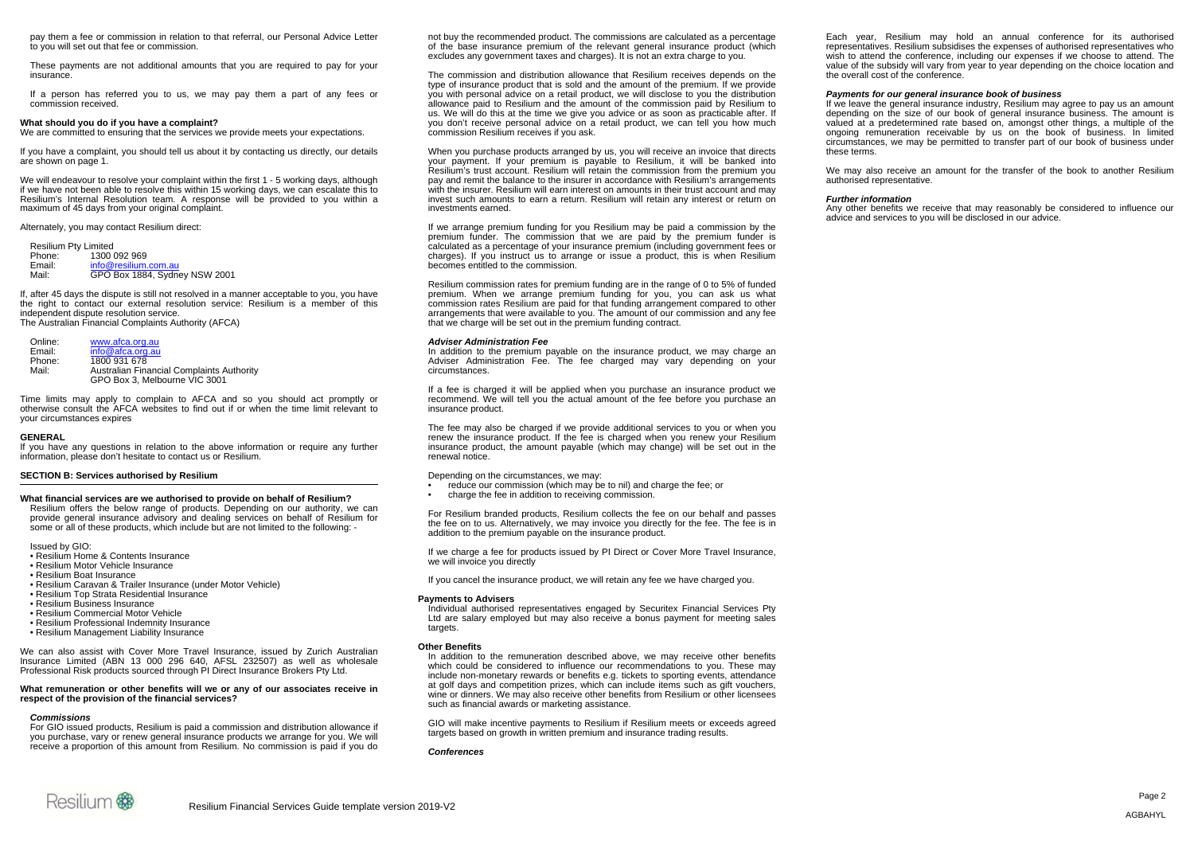pay them a fee or commission in relation to that referral, our Personal Advice Letter to you will set out that fee or commission.

These payments are not additional amounts that you are required to pay for your insurance.

If a person has referred you to us, we may pay them a part of any fees or commission received.

**What should you do if you have a complaint?**

We are committed to ensuring that the services we provide meets your expectations.

If you have a complaint, you should tell us about it by contacting us directly, our details are shown on page 1.

We will endeavour to resolve your complaint within the first 1 - 5 working days, although if we have not been able to resolve this within 15 working days, we can escalate this to Resilium's Internal Resolution team. A response will be provided to you within a maximum of 45 days from your original complaint.

Alternately, you may contact Resilium direct:

| | |
|---|---|
| Resilium Pty Limited | |
| Phone: | 1300 092 969 |
| Email: | info@resilium.com.au |
| Mail: | GPO Box 1884, Sydney NSW 2001 |

If, after 45 days the dispute is still not resolved in a manner acceptable to you, you have the right to contact our external resolution service: Resilium is a member of this independent dispute resolution service.
The Australian Financial Complaints Authority (AFCA)

| | |
|---|---|
| Online: | www.afca.org.au |
| Email: | info@afca.org.au |
| Phone: | 1800 931 678 |
| Mail: | Australian Financial Complaints Authority GPO Box 3, Melbourne VIC 3001 |

Time limits may apply to complain to AFCA and so you should act promptly or otherwise consult the AFCA websites to find out if or when the time limit relevant to your circumstances expires

**GENERAL**

If you have any questions in relation to the above information or require any further information, please don't hesitate to contact us or Resilium.

## SECTION B: Services authorised by Resilium

**What financial services are we authorised to provide on behalf of Resilium?**

Resilium offers the below range of products. Depending on our authority, we can provide general insurance advisory and dealing services on behalf of Resilium for some or all of these products, which include but are not limited to the following: -

Issued by GIO:

- Resilium Home & Contents Insurance
- Resilium Motor Vehicle Insurance
- Resilium Boat Insurance
- Resilium Caravan & Trailer Insurance (under Motor Vehicle)
- Resilium Top Strata Residential Insurance
- Resilium Business Insurance
- Resilium Commercial Motor Vehicle
- Resilium Professional Indemnity Insurance
- Resilium Management Liability Insurance

We can also assist with Cover More Travel Insurance, issued by Zurich Australian Insurance Limited (ABN 13 000 296 640, AFSL 232507) as well as wholesale Professional Risk products sourced through PI Direct Insurance Brokers Pty Ltd.

**What remuneration or other benefits will we or any of our associates receive in respect of the provision of the financial services?**

***Commissions***

For GIO issued products, Resilium is paid a commission and distribution allowance if you purchase, vary or renew general insurance products we arrange for you. We will receive a proportion of this amount from Resilium. No commission is paid if you do not buy the recommended product. The commissions are calculated as a percentage of the base insurance premium of the relevant general insurance product (which excludes any government taxes and charges). It is not an extra charge to you.

The commission and distribution allowance that Resilium receives depends on the type of insurance product that is sold and the amount of the premium. If we provide you with personal advice on a retail product, we will disclose to you the distribution allowance paid to Resilium and the amount of the commission paid by Resilium to us. We will do this at the time we give you advice or as soon as practicable after. If you don't receive personal advice on a retail product, we can tell you how much commission Resilium receives if you ask.

When you purchase products arranged by us, you will receive an invoice that directs your payment. If your premium is payable to Resilium, it will be banked into Resilium's trust account. Resilium will retain the commission from the premium you pay and remit the balance to the insurer in accordance with Resilium's arrangements with the insurer. Resilium will earn interest on amounts in their trust account and may invest such amounts to earn a return. Resilium will retain any interest or return on investments earned.

If we arrange premium funding for you Resilium may be paid a commission by the premium funder. The commission that we are paid by the premium funder is calculated as a percentage of your insurance premium (including government fees or charges). If you instruct us to arrange or issue a product, this is when Resilium becomes entitled to the commission.

Resilium commission rates for premium funding are in the range of 0 to 5% of funded premium. When we arrange premium funding for you, you can ask us what commission rates Resilium are paid for that funding arrangement compared to other arrangements that were available to you. The amount of our commission and any fee that we charge will be set out in the premium funding contract.

***Adviser Administration Fee***

In addition to the premium payable on the insurance product, we may charge an Adviser Administration Fee. The fee charged may vary depending on your circumstances.

If a fee is charged it will be applied when you purchase an insurance product we recommend. We will tell you the actual amount of the fee before you purchase an insurance product.

The fee may also be charged if we provide additional services to you or when you renew the insurance product. If the fee is charged when you renew your Resilium insurance product, the amount payable (which may change) will be set out in the renewal notice.

Depending on the circumstances, we may:

- reduce our commission (which may be to nil) and charge the fee; or
- charge the fee in addition to receiving commission.

For Resilium branded products, Resilium collects the fee on our behalf and passes the fee on to us. Alternatively, we may invoice you directly for the fee. The fee is in addition to the premium payable on the insurance product.

If we charge a fee for products issued by PI Direct or Cover More Travel Insurance, we will invoice you directly

If you cancel the insurance product, we will retain any fee we have charged you.

**Payments to Advisers**

Individual authorised representatives engaged by Securitex Financial Services Pty Ltd are salary employed but may also receive a bonus payment for meeting sales targets.

**Other Benefits**

In addition to the remuneration described above, we may receive other benefits which could be considered to influence our recommendations to you. These may include non-monetary rewards or benefits e.g. tickets to sporting events, attendance at golf days and competition prizes, which can include items such as gift vouchers, wine or dinners. We may also receive other benefits from Resilium or other licensees such as financial awards or marketing assistance.

GIO will make incentive payments to Resilium if Resilium meets or exceeds agreed targets based on growth in written premium and insurance trading results.

***Conferences***

Each year, Resilium may hold an annual conference for its authorised representatives. Resilium subsidises the expenses of authorised representatives who wish to attend the conference, including our expenses if we choose to attend. The value of the subsidy will vary from year to year depending on the choice location and the overall cost of the conference.

***Payments for our general insurance book of business***

If we leave the general insurance industry, Resilium may agree to pay us an amount depending on the size of our book of general insurance business. The amount is valued at a predetermined rate based on, amongst other things, a multiple of the ongoing remuneration receivable by us on the book of business. In limited circumstances, we may be permitted to transfer part of our book of business under these terms.

We may also receive an amount for the transfer of the book to another Resilium authorised representative.

***Further information***

Any other benefits we receive that may reasonably be considered to influence our advice and services to you will be disclosed in our advice.

Resilium Financial Services Guide template version 2019-V2

AGBAHYL